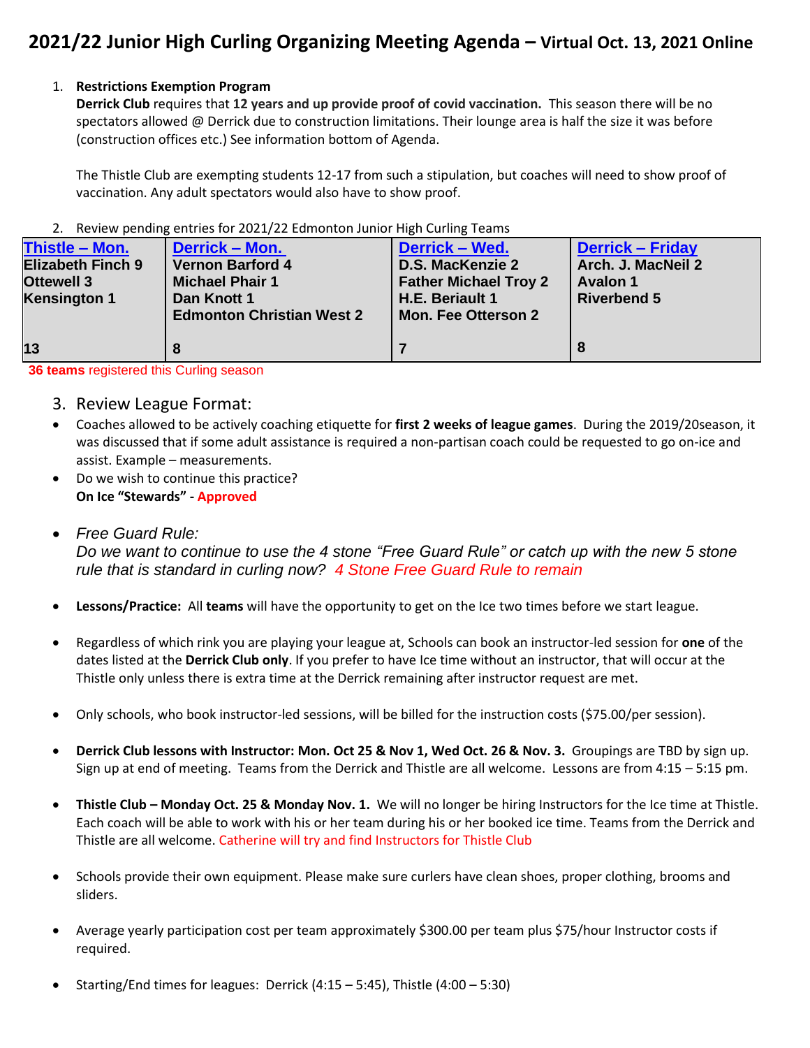# 2021/22 Junior High Curling Organizing Meeting Agenda – Virtual Oct. 13, 2021 Online

1. **Restrictions Exemption Program**
   **Derrick Club** requires that **12 years and up provide proof of covid vaccination.** This season there will be no spectators allowed @ Derrick due to construction limitations. Their lounge area is half the size it was before (construction offices etc.) See information bottom of Agenda.

   The Thistle Club are exempting students 12-17 from such a stipulation, but coaches will need to show proof of vaccination. Any adult spectators would also have to show proof.

2. Review pending entries for 2021/22 Edmonton Junior High Curling Teams

| Thistle – Mon. | Derrick – Mon. | Derrick – Wed. | Derrick – Friday |
|---|---|---|---|
| Elizabeth Finch 9<br>Ottewell 3<br>Kensington 1 | Vernon Barford 4<br>Michael Phair 1<br>Dan Knott 1<br>Edmonton Christian West 2 | D.S. MacKenzie 2<br>Father Michael Troy 2<br>H.E. Beriault 1<br>Mon. Fee Otterson 2 | Arch. J. MacNeil 2<br>Avalon 1<br>Riverbend 5 |
| 13 | 8 | 7 | 8 |

**36 teams** registered this Curling season

3. Review League Format:

- Coaches allowed to be actively coaching etiquette for **first 2 weeks of league games**. During the 2019/20season, it was discussed that if some adult assistance is required a non-partisan coach could be requested to go on-ice and assist. Example – measurements.
- Do we wish to continue this practice?
  **On Ice "Stewards" - Approved**
- *Free Guard Rule:*
  *Do we want to continue to use the 4 stone "Free Guard Rule" or catch up with the new 5 stone rule that is standard in curling now? 4 Stone Free Guard Rule to remain*
- **Lessons/Practice:** All **teams** will have the opportunity to get on the Ice two times before we start league.
- Regardless of which rink you are playing your league at, Schools can book an instructor-led session for **one** of the dates listed at the **Derrick Club only**. If you prefer to have Ice time without an instructor, that will occur at the Thistle only unless there is extra time at the Derrick remaining after instructor request are met.
- Only schools, who book instructor-led sessions, will be billed for the instruction costs ($75.00/per session).
- **Derrick Club lessons with Instructor: Mon. Oct 25 & Nov 1, Wed Oct. 26 & Nov. 3.** Groupings are TBD by sign up. Sign up at end of meeting. Teams from the Derrick and Thistle are all welcome. Lessons are from 4:15 – 5:15 pm.
- **Thistle Club – Monday Oct. 25 & Monday Nov. 1.** We will no longer be hiring Instructors for the Ice time at Thistle. Each coach will be able to work with his or her team during his or her booked ice time. Teams from the Derrick and Thistle are all welcome. Catherine will try and find Instructors for Thistle Club
- Schools provide their own equipment. Please make sure curlers have clean shoes, proper clothing, brooms and sliders.
- Average yearly participation cost per team approximately $300.00 per team plus $75/hour Instructor costs if required.
- Starting/End times for leagues: Derrick (4:15 – 5:45), Thistle (4:00 – 5:30)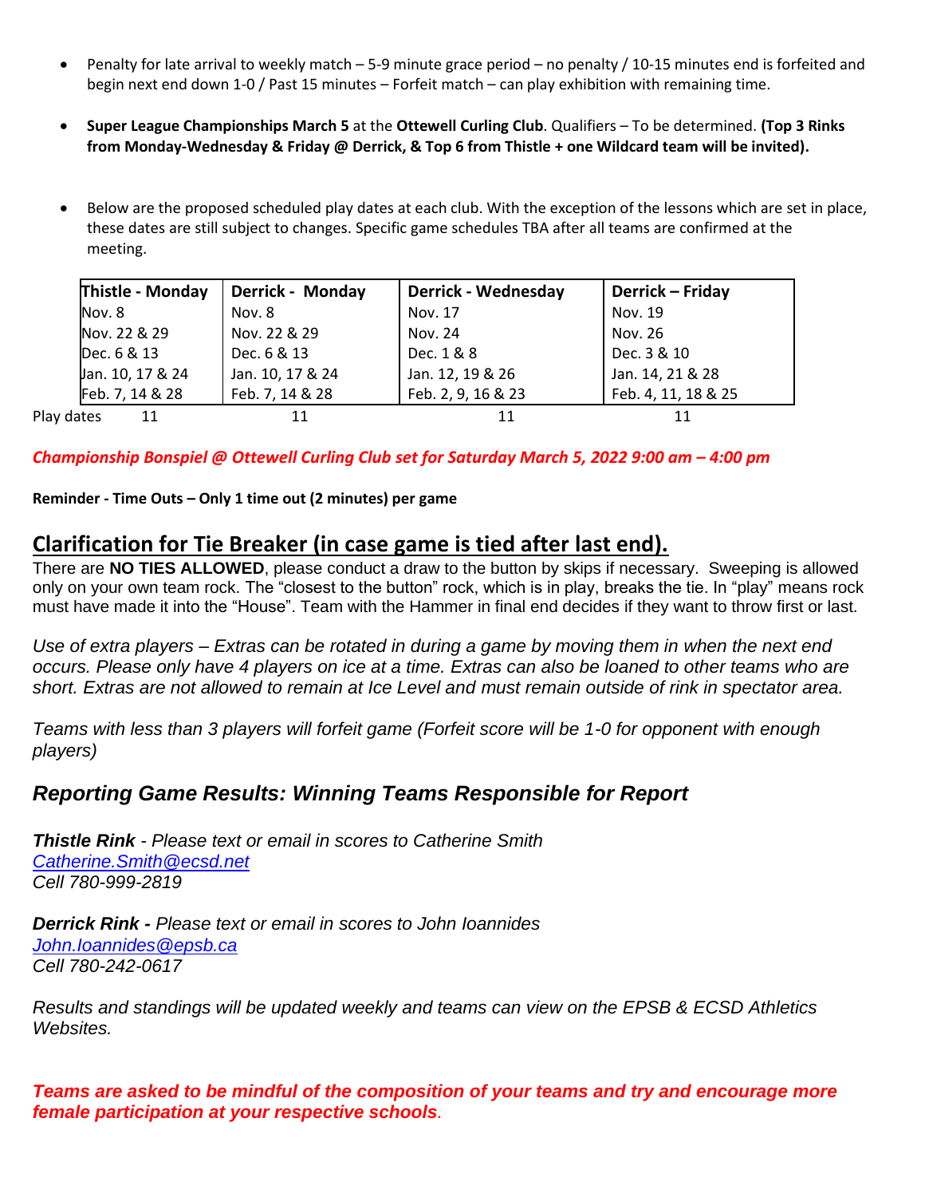- Penalty for late arrival to weekly match – 5-9 minute grace period – no penalty / 10-15 minutes end is forfeited and begin next end down 1-0 / Past 15 minutes – Forfeit match – can play exhibition with remaining time.

- **Super League Championships March 5** at the **Ottewell Curling Club**. Qualifiers – To be determined. **(Top 3 Rinks from Monday-Wednesday & Friday @ Derrick, & Top 6 from Thistle + one Wildcard team will be invited).**

- Below are the proposed scheduled play dates at each club. With the exception of the lessons which are set in place, these dates are still subject to changes. Specific game schedules TBA after all teams are confirmed at the meeting.

| | Thistle - Monday | Derrick - Monday | Derrick - Wednesday | Derrick – Friday |
|---|---|---|---|---|
| | Nov. 8 | Nov. 8 | Nov. 17 | Nov. 19 |
| | Nov. 22 & 29 | Nov. 22 & 29 | Nov. 24 | Nov. 26 |
| | Dec. 6 & 13 | Dec. 6 & 13 | Dec. 1 & 8 | Dec. 3 & 10 |
| | Jan. 10, 17 & 24 | Jan. 10, 17 & 24 | Jan. 12, 19 & 26 | Jan. 14, 21 & 28 |
| | Feb. 7, 14 & 28 | Feb. 7, 14 & 28 | Feb. 2, 9, 16 & 23 | Feb. 4, 11, 18 & 25 |
| Play dates | 11 | 11 | 11 | 11 |

***Championship Bonspiel @ Ottewell Curling Club set for Saturday March 5, 2022 9:00 am – 4:00 pm***

**Reminder - Time Outs – Only 1 time out (2 minutes) per game**

## Clarification for Tie Breaker (in case game is tied after last end).

There are **NO TIES ALLOWED**, please conduct a draw to the button by skips if necessary. Sweeping is allowed only on your own team rock. The "closest to the button" rock, which is in play, breaks the tie. In "play" means rock must have made it into the "House". Team with the Hammer in final end decides if they want to throw first or last.

*Use of extra players – Extras can be rotated in during a game by moving them in when the next end occurs. Please only have 4 players on ice at a time. Extras can also be loaned to other teams who are short. Extras are not allowed to remain at Ice Level and must remain outside of rink in spectator area.*

*Teams with less than 3 players will forfeit game (Forfeit score will be 1-0 for opponent with enough players)*

### *Reporting Game Results: Winning Teams Responsible for Report*

***Thistle Rink*** *- Please text or email in scores to Catherine Smith*
*Catherine.Smith@ecsd.net*
*Cell 780-999-2819*

***Derrick Rink -*** *Please text or email in scores to John Ioannides*
*John.Ioannides@epsb.ca*
*Cell 780-242-0617*

*Results and standings will be updated weekly and teams can view on the EPSB & ECSD Athletics Websites.*

***Teams are asked to be mindful of the composition of your teams and try and encourage more female participation at your respective schools.***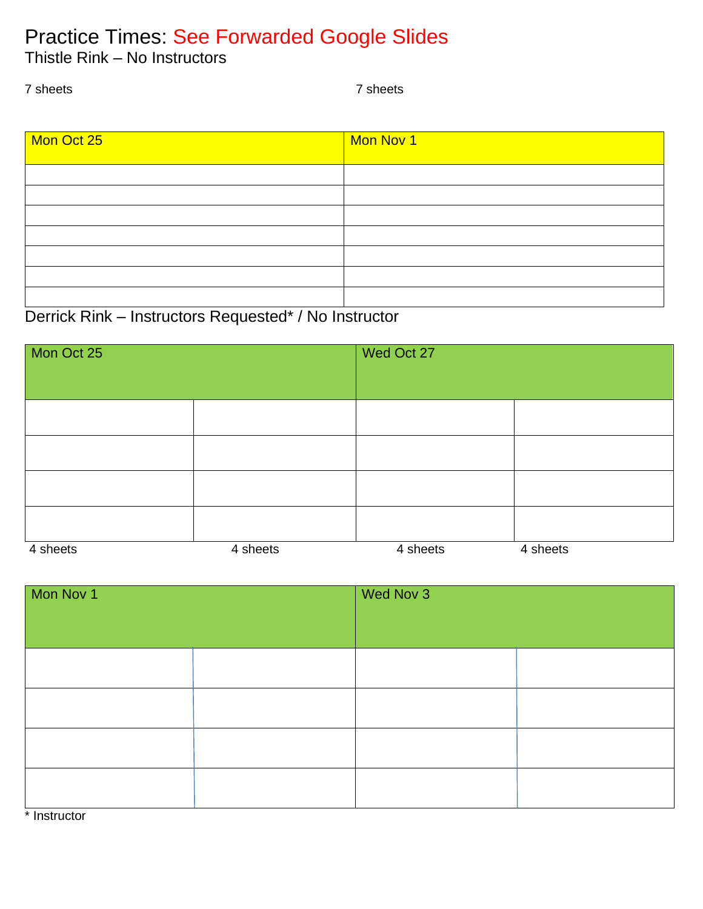# Practice Times: See Forwarded Google Slides

Thistle Rink – No Instructors

7 sheets | 7 sheets

| Mon Oct 25 | Mon Nov 1 |
|---|---|
| | |
| | |
| | |
| | |
| | |
| | |
| | |

Derrick Rink – Instructors Requested* / No Instructor

| Mon Oct 25 | | Wed Oct 27 | |
|---|---|---|---|
| | | | |
| | | | |
| | | | |
| | | | |
| 4 sheets | 4 sheets | 4 sheets | 4 sheets |

| Mon Nov 1 | | Wed Nov 3 | |
|---|---|---|---|
| | | | |
| | | | |
| | | | |
| | | | |

\* Instructor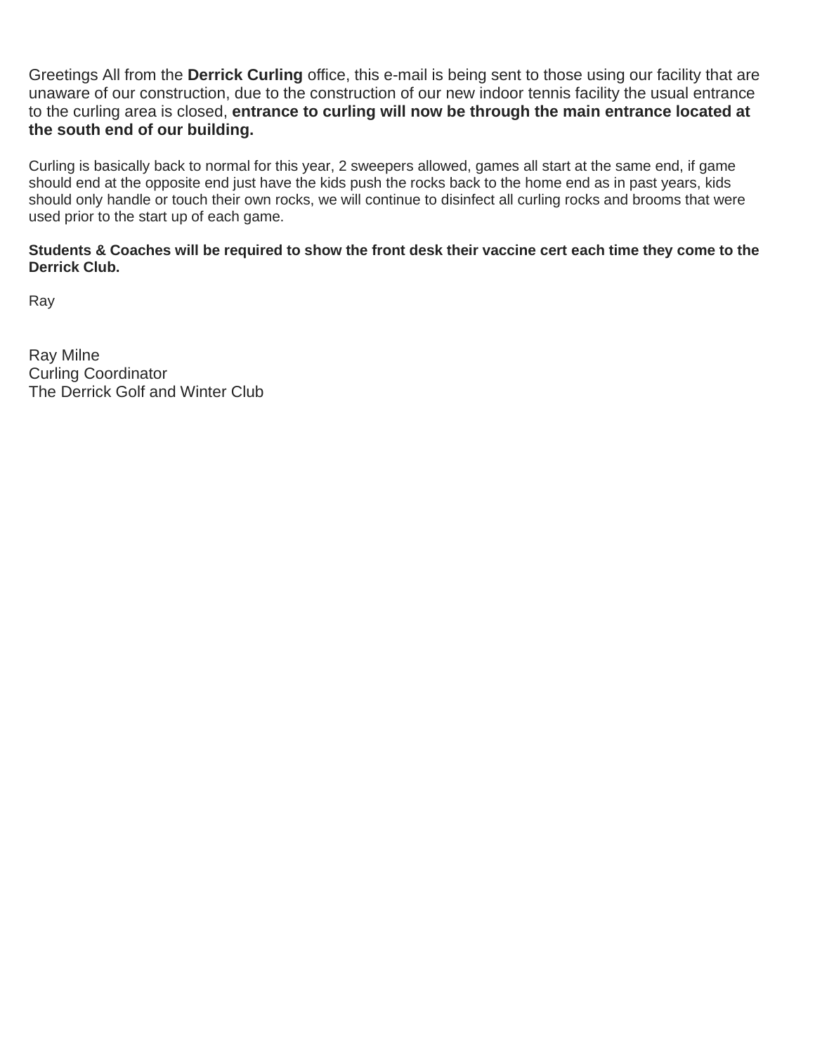Greetings All from the **Derrick Curling** office, this e-mail is being sent to those using our facility that are unaware of our construction, due to the construction of our new indoor tennis facility the usual entrance to the curling area is closed, **entrance to curling will now be through the main entrance located at the south end of our building.**

Curling is basically back to normal for this year, 2 sweepers allowed, games all start at the same end, if game should end at the opposite end just have the kids push the rocks back to the home end as in past years, kids should only handle or touch their own rocks, we will continue to disinfect all curling rocks and brooms that were used prior to the start up of each game.

**Students & Coaches will be required to show the front desk their vaccine cert each time they come to the Derrick Club.**

Ray

Ray Milne
Curling Coordinator
The Derrick Golf and Winter Club